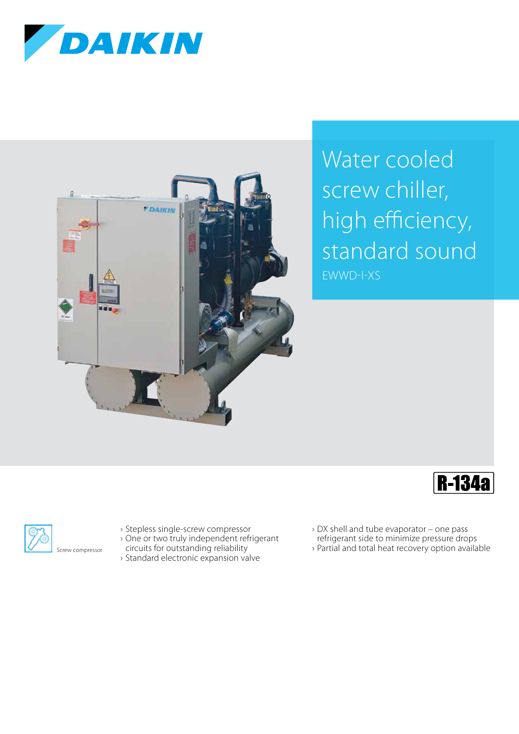DAIKIN

# Water cooled screw chiller, high efficiency, standard sound

EWWD-I-XS

R-134a

Screw compressor

- Stepless single-screw compressor
- One or two truly independent refrigerant circuits for outstanding reliability
- Standard electronic expansion valve
- DX shell and tube evaporator – one pass refrigerant side to minimize pressure drops
- Partial and total heat recovery option available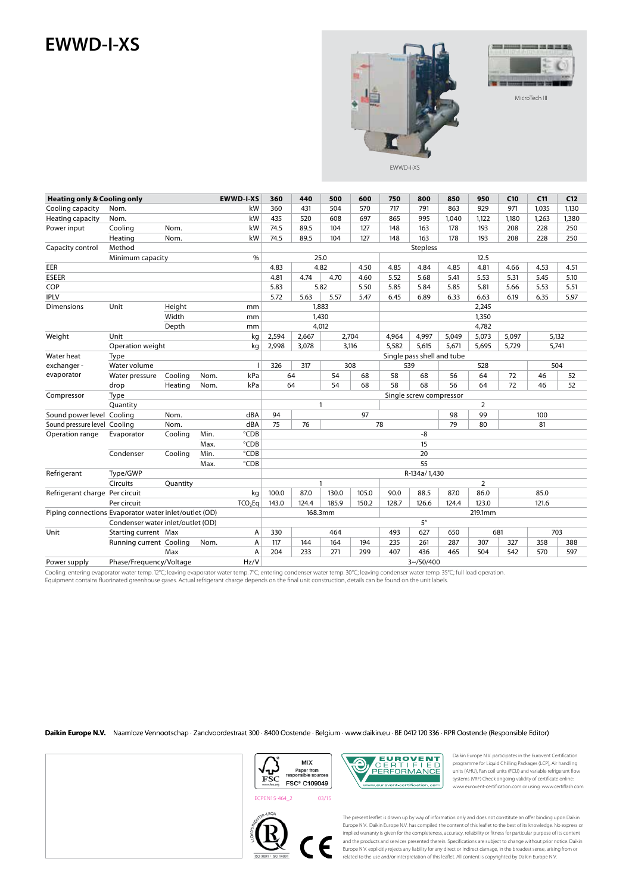# EWWD-I-XS

MicroTech III

EWWD-I-XS

| Heating only & Cooling only | | | | EWWD-I-XS | 360 | 440 | 500 | 600 | 750 | 800 | 850 | 950 | C10 | C11 | C12 |
|---|---|---|---|---|---|---|---|---|---|---|---|---|---|---|---|
| Cooling capacity | Nom. | | | kW | 360 | 431 | 504 | 570 | 717 | 791 | 863 | 929 | 971 | 1,035 | 1,130 |
| Heating capacity | Nom. | | | kW | 435 | 520 | 608 | 697 | 865 | 995 | 1,040 | 1,122 | 1,180 | 1,263 | 1,380 |
| Power input | Cooling | Nom. | | kW | 74.5 | 89.5 | 104 | 127 | 148 | 163 | 178 | 193 | 208 | 228 | 250 |
| | Heating | Nom. | | kW | 74.5 | 89.5 | 104 | 127 | 148 | 163 | 178 | 193 | 208 | 228 | 250 |
| Capacity control | Method | | | | Stepless | | | | | | | | | | |
| | Minimum capacity | | | % | 25.0 | | | | 12.5 | | | | | | |
| EER | | | | | 4.83 | 4.82 | | 4.50 | 4.85 | 4.84 | 4.85 | 4.81 | 4.66 | 4.53 | 4.51 |
| ESEER | | | | | 4.81 | 4.74 | 4.70 | 4.60 | 5.52 | 5.68 | 5.41 | 5.53 | 5.31 | 5.45 | 5.10 |
| COP | | | | | 5.83 | 5.82 | | 5.50 | 5.85 | 5.84 | 5.85 | 5.81 | 5.66 | 5.53 | 5.51 |
| IPLV | | | | | 5.72 | 5.63 | 5.57 | 5.47 | 6.45 | 6.89 | 6.33 | 6.63 | 6.19 | 6.35 | 5.97 |
| Dimensions | Unit | Height | | mm | 1,883 | | | | 2,245 | | | | | | |
| | | Width | | mm | 1,430 | | | | 1,350 | | | | | | |
| | | Depth | | mm | 4,012 | | | | 4,782 | | | | | | |
| Weight | Unit | | | kg | 2,594 | 2,667 | 2,704 | | 4,964 | 4,997 | 5,049 | 5,073 | 5,097 | 5,132 | |
| | Operation weight | | | kg | 2,998 | 3,078 | 3,116 | | 5,582 | 5,615 | 5,671 | 5,695 | 5,729 | 5,741 | |
| Water heat exchanger - evaporator | Type | | | | Single pass shell and tube | | | | | | | | | | |
| | Water volume | | | l | 326 | 317 | 308 | | 539 | | 528 | | | 504 | |
| | Water pressure drop | Cooling | Nom. | kPa | 64 | | 54 | 68 | 58 | 68 | 56 | 64 | 72 | 46 | 52 |
| | | Heating | Nom. | kPa | 64 | | 54 | 68 | 58 | 68 | 56 | 64 | 72 | 46 | 52 |
| Compressor | Type | | | | Single screw compressor | | | | | | | | | | |
| | Quantity | | | | 1 | | | | 2 | | | | | | |
| Sound power level | Cooling | Nom. | | dBA | 94 | 97 | | | | | 98 | 99 | 100 | | |
| Sound pressure level | Cooling | Nom. | | dBA | 75 | 76 | 78 | | | | 79 | 80 | 81 | | |
| Operation range | Evaporator | Cooling | Min. | °CDB | -8 | | | | | | | | | | |
| | | | Max. | °CDB | 15 | | | | | | | | | | |
| | Condenser | Cooling | Min. | °CDB | 20 | | | | | | | | | | |
| | | | Max. | °CDB | 55 | | | | | | | | | | |
| Refrigerant | Type/GWP | | | | R-134a/ 1,430 | | | | | | | | | | |
| | Circuits | Quantity | | | 1 | | | | 2 | | | | | | |
| Refrigerant charge | Per circuit | | | kg | 100.0 | 87.0 | 130.0 | 105.0 | 90.0 | 88.5 | 87.0 | 86.0 | 85.0 | | |
| | Per circuit | | | $TCO_2Eq$ | 143.0 | 124.4 | 185.9 | 150.2 | 128.7 | 126.6 | 124.4 | 123.0 | 121.6 | | |
| Piping connections | Evaporator water inlet/outlet (OD) | | | | 168.3mm | | | | 219.1mm | | | | | | |
| | Condenser water inlet/outlet (OD) | | | | 5" | | | | | | | | | | |
| Unit | Starting current | Max | | A | 330 | 464 | | | 493 | 627 | 650 | 681 | | 703 | |
| | Running current | Cooling | Nom. | A | 117 | 144 | 164 | 194 | 235 | 261 | 287 | 307 | 327 | 358 | 388 |
| | | Max | | A | 204 | 233 | 271 | 299 | 407 | 436 | 465 | 504 | 542 | 570 | 597 |
| Power supply | Phase/Frequency/Voltage | | | Hz/V | 3~/50/400 | | | | | | | | | | |

Cooling: entering evaporator water temp. 12°C; leaving evaporator water temp. 7°C; entering condenser water temp. 30°C; leaving condenser water temp. 35°C; full load operation.
Equipment contains fluorinated greenhouse gases. Actual refrigerant charge depends on the final unit construction, details can be found on the unit labels.

**Daikin Europe N.V.** Naamloze Vennootschap · Zandvoordestraat 300 · 8400 Oostende · Belgium · www.daikin.eu · BE 0412 120 336 · RPR Oostende (Responsible Editor)

MIX Paper from responsible sources FSC® C109049

ECPEN15-464_2 03/15

Daikin Europe N.V. participates in the Eurovent Certification programme for Liquid Chilling Packages (LCP), Air handling units (AHU), Fan coil units (FCU) and variable refrigerant flow systems (VRF) Check ongoing validity of certificate online: www.eurovent-certification.com or using: www.certiflash.com

The present leaflet is drawn up by way of information only and does not constitute an offer binding upon Daikin Europe N.V.. Daikin Europe N.V. has compiled the content of this leaflet to the best of its knowledge. No express or implied warranty is given for the completeness, accuracy, reliability or fitness for particular purpose of its content and the products and services presented therein. Specifications are subject to change without prior notice. Daikin Europe N.V. explicitly rejects any liability for any direct or indirect damage, in the broadest sense, arising from or related to the use and/or interpretation of this leaflet. All content is copyrighted by Daikin Europe N.V.